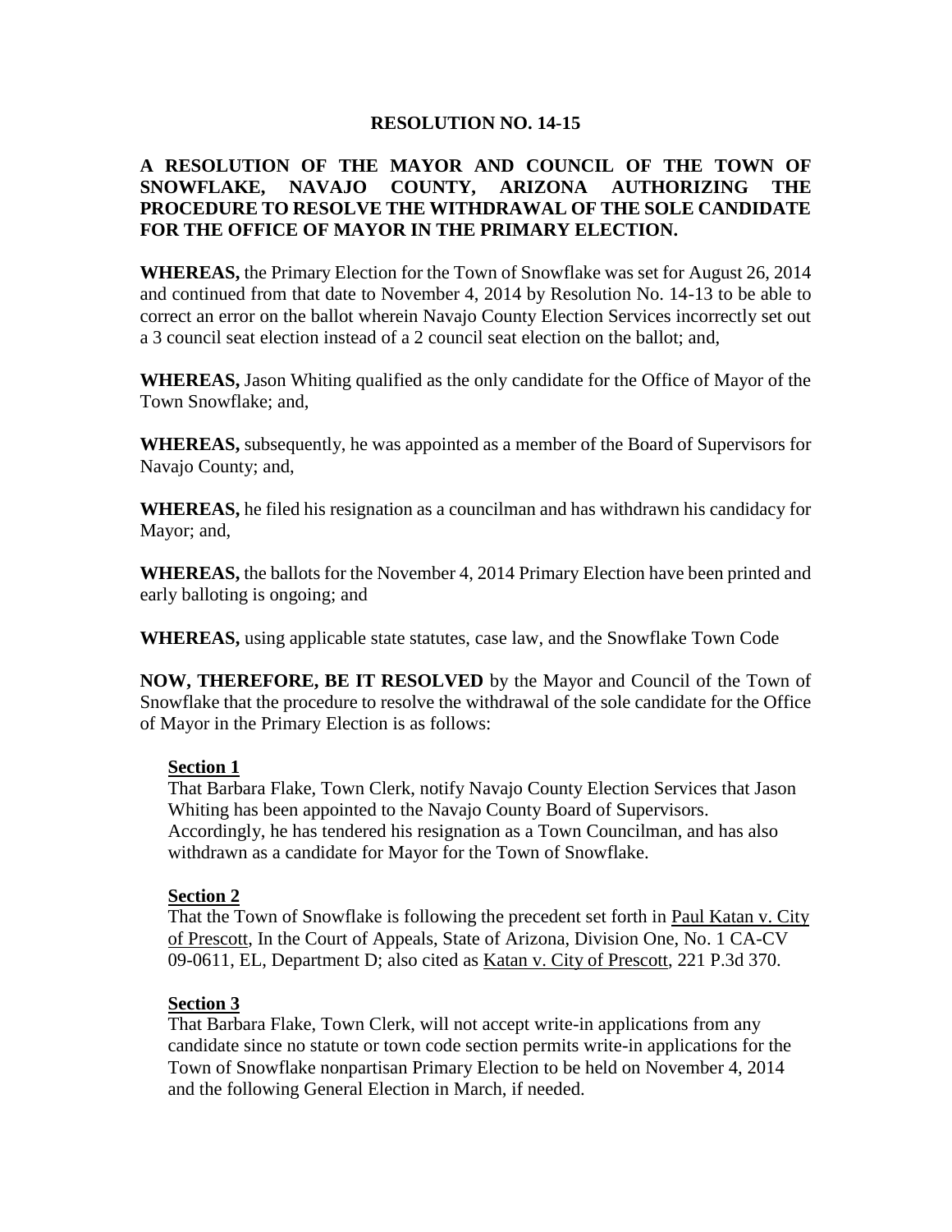# RESOLUTION NO. 14-15

**A RESOLUTION OF THE MAYOR AND COUNCIL OF THE TOWN OF SNOWFLAKE, NAVAJO COUNTY, ARIZONA AUTHORIZING THE PROCEDURE TO RESOLVE THE WITHDRAWAL OF THE SOLE CANDIDATE FOR THE OFFICE OF MAYOR IN THE PRIMARY ELECTION.**

**WHEREAS,** the Primary Election for the Town of Snowflake was set for August 26, 2014 and continued from that date to November 4, 2014 by Resolution No. 14-13 to be able to correct an error on the ballot wherein Navajo County Election Services incorrectly set out a 3 council seat election instead of a 2 council seat election on the ballot; and,

**WHEREAS,** Jason Whiting qualified as the only candidate for the Office of Mayor of the Town Snowflake; and,

**WHEREAS,** subsequently, he was appointed as a member of the Board of Supervisors for Navajo County; and,

**WHEREAS,** he filed his resignation as a councilman and has withdrawn his candidacy for Mayor; and,

**WHEREAS,** the ballots for the November 4, 2014 Primary Election have been printed and early balloting is ongoing; and

**WHEREAS,** using applicable state statutes, case law, and the Snowflake Town Code

**NOW, THEREFORE, BE IT RESOLVED** by the Mayor and Council of the Town of Snowflake that the procedure to resolve the withdrawal of the sole candidate for the Office of Mayor in the Primary Election is as follows:

**Section 1**

That Barbara Flake, Town Clerk, notify Navajo County Election Services that Jason Whiting has been appointed to the Navajo County Board of Supervisors. Accordingly, he has tendered his resignation as a Town Councilman, and has also withdrawn as a candidate for Mayor for the Town of Snowflake.

**Section 2**

That the Town of Snowflake is following the precedent set forth in Paul Katan v. City of Prescott, In the Court of Appeals, State of Arizona, Division One, No. 1 CA-CV 09-0611, EL, Department D; also cited as Katan v. City of Prescott, 221 P.3d 370.

**Section 3**

That Barbara Flake, Town Clerk, will not accept write-in applications from any candidate since no statute or town code section permits write-in applications for the Town of Snowflake nonpartisan Primary Election to be held on November 4, 2014 and the following General Election in March, if needed.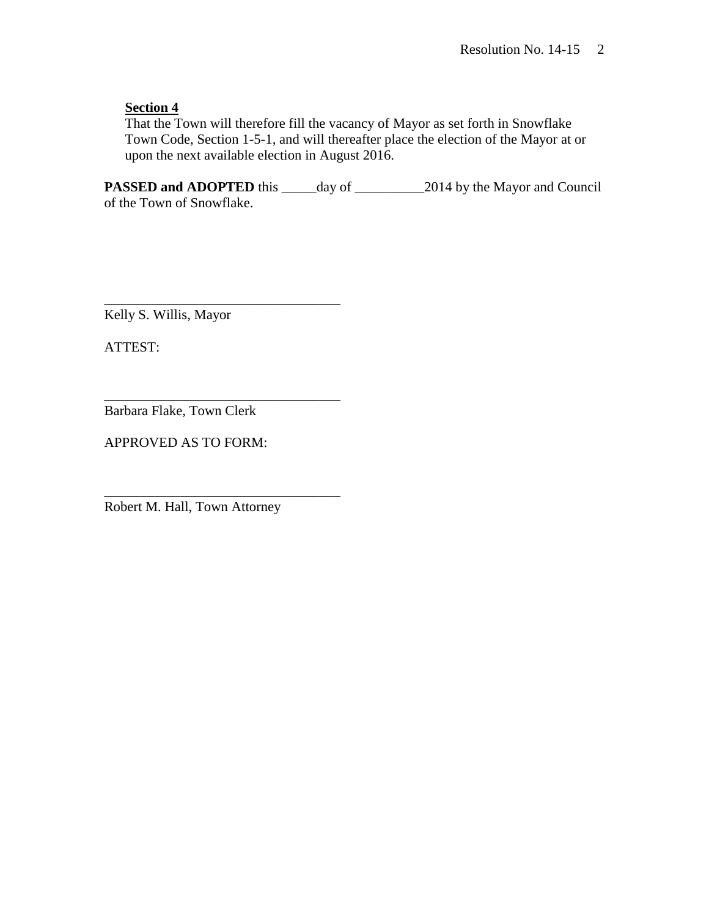**Section 4**

That the Town will therefore fill the vacancy of Mayor as set forth in Snowflake Town Code, Section 1-5-1, and will thereafter place the election of the Mayor at or upon the next available election in August 2016.

**PASSED and ADOPTED** this _____day of __________2014 by the Mayor and Council of the Town of Snowflake.

__________________________________
Kelly S. Willis, Mayor

ATTEST:

__________________________________
Barbara Flake, Town Clerk

APPROVED AS TO FORM:

__________________________________
Robert M. Hall, Town Attorney